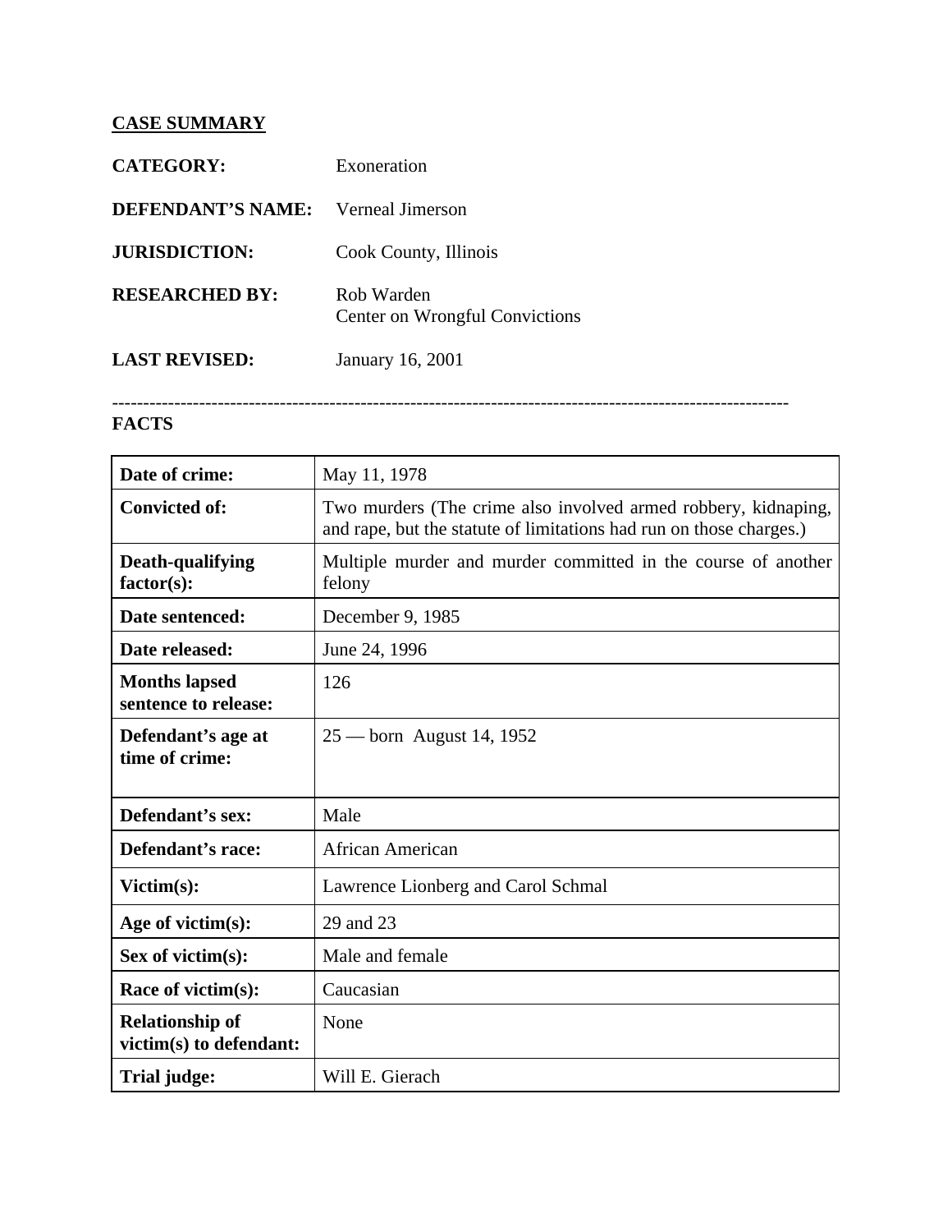**CASE SUMMARY**

**CATEGORY:** Exoneration

**DEFENDANT'S NAME:** Verneal Jimerson

**JURISDICTION:** Cook County, Illinois

**RESEARCHED BY:** Rob Warden
Center on Wrongful Convictions

**LAST REVISED:** January 16, 2001

---

**FACTS**

| | |
|---|---|
| **Date of crime:** | May 11, 1978 |
| **Convicted of:** | Two murders (The crime also involved armed robbery, kidnaping, and rape, but the statute of limitations had run on those charges.) |
| **Death-qualifying factor(s):** | Multiple murder and murder committed in the course of another felony |
| **Date sentenced:** | December 9, 1985 |
| **Date released:** | June 24, 1996 |
| **Months lapsed sentence to release:** | 126 |
| **Defendant's age at time of crime:** | 25 — born August 14, 1952 |
| **Defendant's sex:** | Male |
| **Defendant's race:** | African American |
| **Victim(s):** | Lawrence Lionberg and Carol Schmal |
| **Age of victim(s):** | 29 and 23 |
| **Sex of victim(s):** | Male and female |
| **Race of victim(s):** | Caucasian |
| **Relationship of victim(s) to defendant:** | None |
| **Trial judge:** | Will E. Gierach |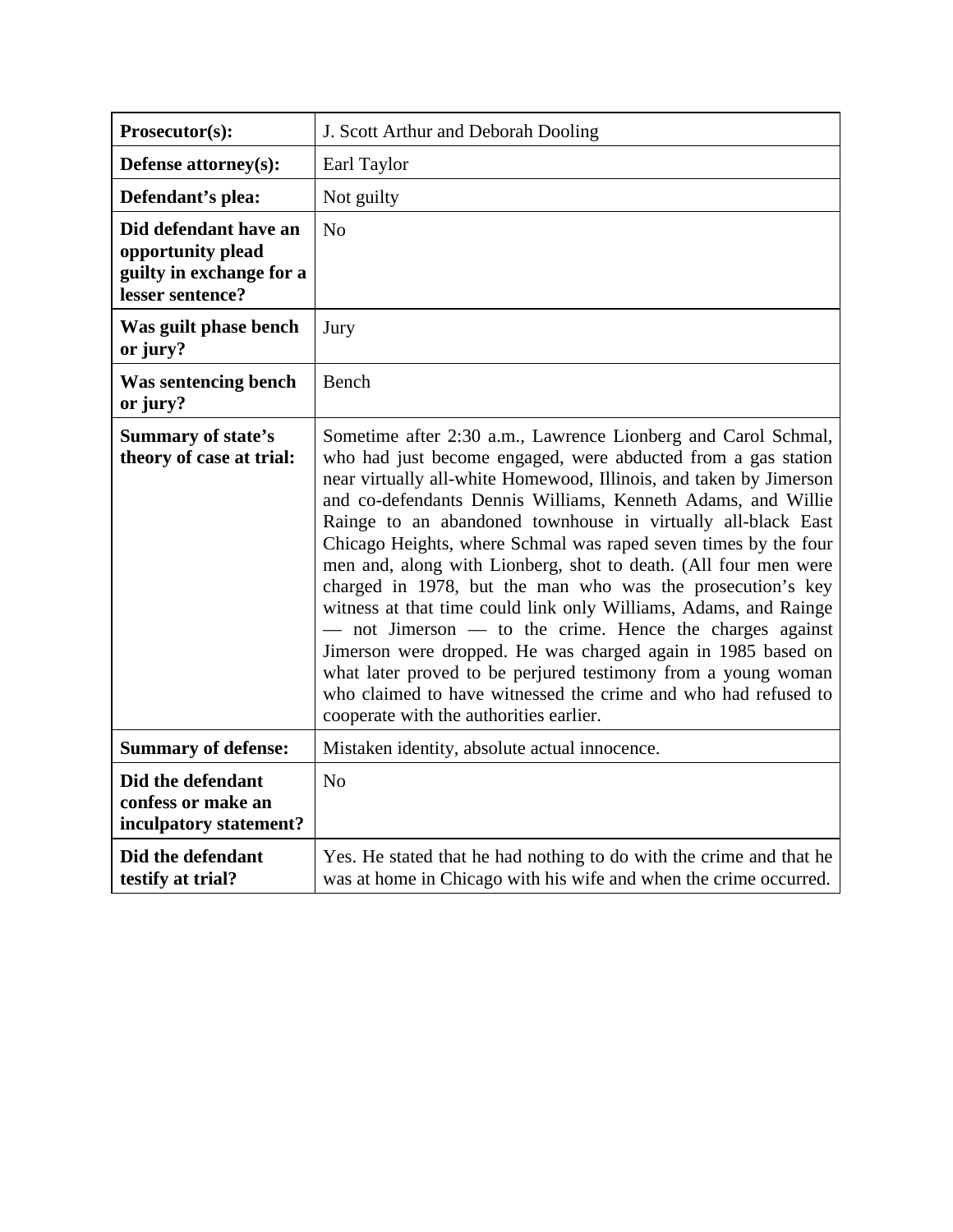| | |
|---|---|
| **Prosecutor(s):** | J. Scott Arthur and Deborah Dooling |
| **Defense attorney(s):** | Earl Taylor |
| **Defendant's plea:** | Not guilty |
| **Did defendant have an opportunity plead guilty in exchange for a lesser sentence?** | No |
| **Was guilt phase bench or jury?** | Jury |
| **Was sentencing bench or jury?** | Bench |
| **Summary of state's theory of case at trial:** | Sometime after 2:30 a.m., Lawrence Lionberg and Carol Schmal, who had just become engaged, were abducted from a gas station near virtually all-white Homewood, Illinois, and taken by Jimerson and co-defendants Dennis Williams, Kenneth Adams, and Willie Rainge to an abandoned townhouse in virtually all-black East Chicago Heights, where Schmal was raped seven times by the four men and, along with Lionberg, shot to death. (All four men were charged in 1978, but the man who was the prosecution's key witness at that time could link only Williams, Adams, and Rainge — not Jimerson — to the crime. Hence the charges against Jimerson were dropped. He was charged again in 1985 based on what later proved to be perjured testimony from a young woman who claimed to have witnessed the crime and who had refused to cooperate with the authorities earlier. |
| **Summary of defense:** | Mistaken identity, absolute actual innocence. |
| **Did the defendant confess or make an inculpatory statement?** | No |
| **Did the defendant testify at trial?** | Yes. He stated that he had nothing to do with the crime and that he was at home in Chicago with his wife and when the crime occurred. |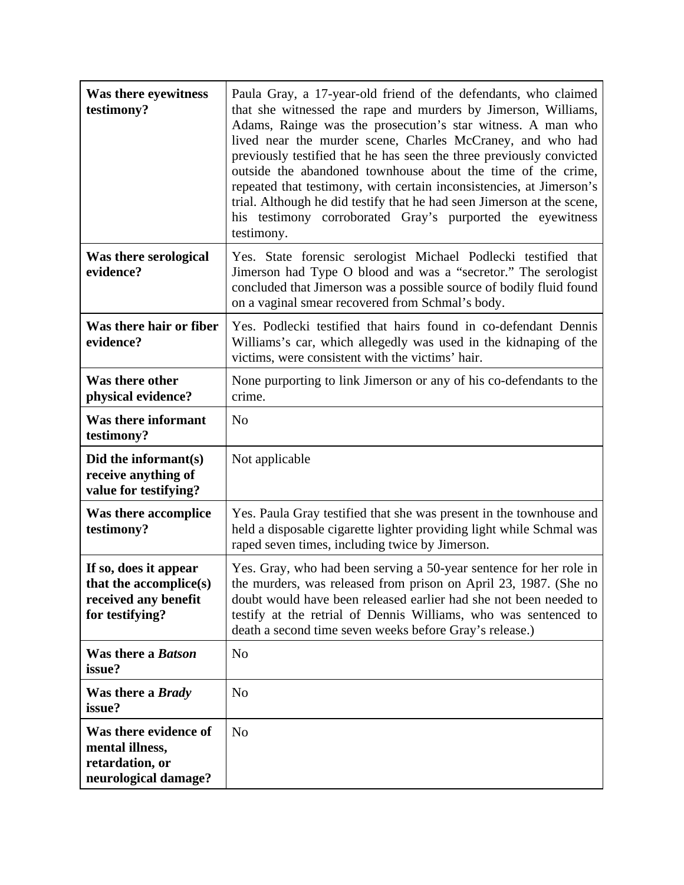| | |
|---|---|
| **Was there eyewitness testimony?** | Paula Gray, a 17-year-old friend of the defendants, who claimed that she witnessed the rape and murders by Jimerson, Williams, Adams, Rainge was the prosecution's star witness. A man who lived near the murder scene, Charles McCraney, and who had previously testified that he has seen the three previously convicted outside the abandoned townhouse about the time of the crime, repeated that testimony, with certain inconsistencies, at Jimerson's trial. Although he did testify that he had seen Jimerson at the scene, his testimony corroborated Gray's purported the eyewitness testimony. |
| **Was there serological evidence?** | Yes. State forensic serologist Michael Podlecki testified that Jimerson had Type O blood and was a "secretor." The serologist concluded that Jimerson was a possible source of bodily fluid found on a vaginal smear recovered from Schmal's body. |
| **Was there hair or fiber evidence?** | Yes. Podlecki testified that hairs found in co-defendant Dennis Williams's car, which allegedly was used in the kidnaping of the victims, were consistent with the victims' hair. |
| **Was there other physical evidence?** | None purporting to link Jimerson or any of his co-defendants to the crime. |
| **Was there informant testimony?** | No |
| **Did the informant(s) receive anything of value for testifying?** | Not applicable |
| **Was there accomplice testimony?** | Yes. Paula Gray testified that she was present in the townhouse and held a disposable cigarette lighter providing light while Schmal was raped seven times, including twice by Jimerson. |
| **If so, does it appear that the accomplice(s) received any benefit for testifying?** | Yes. Gray, who had been serving a 50-year sentence for her role in the murders, was released from prison on April 23, 1987. (She no doubt would have been released earlier had she not been needed to testify at the retrial of Dennis Williams, who was sentenced to death a second time seven weeks before Gray's release.) |
| **Was there a *Batson* issue?** | No |
| **Was there a *Brady* issue?** | No |
| **Was there evidence of mental illness, retardation, or neurological damage?** | No |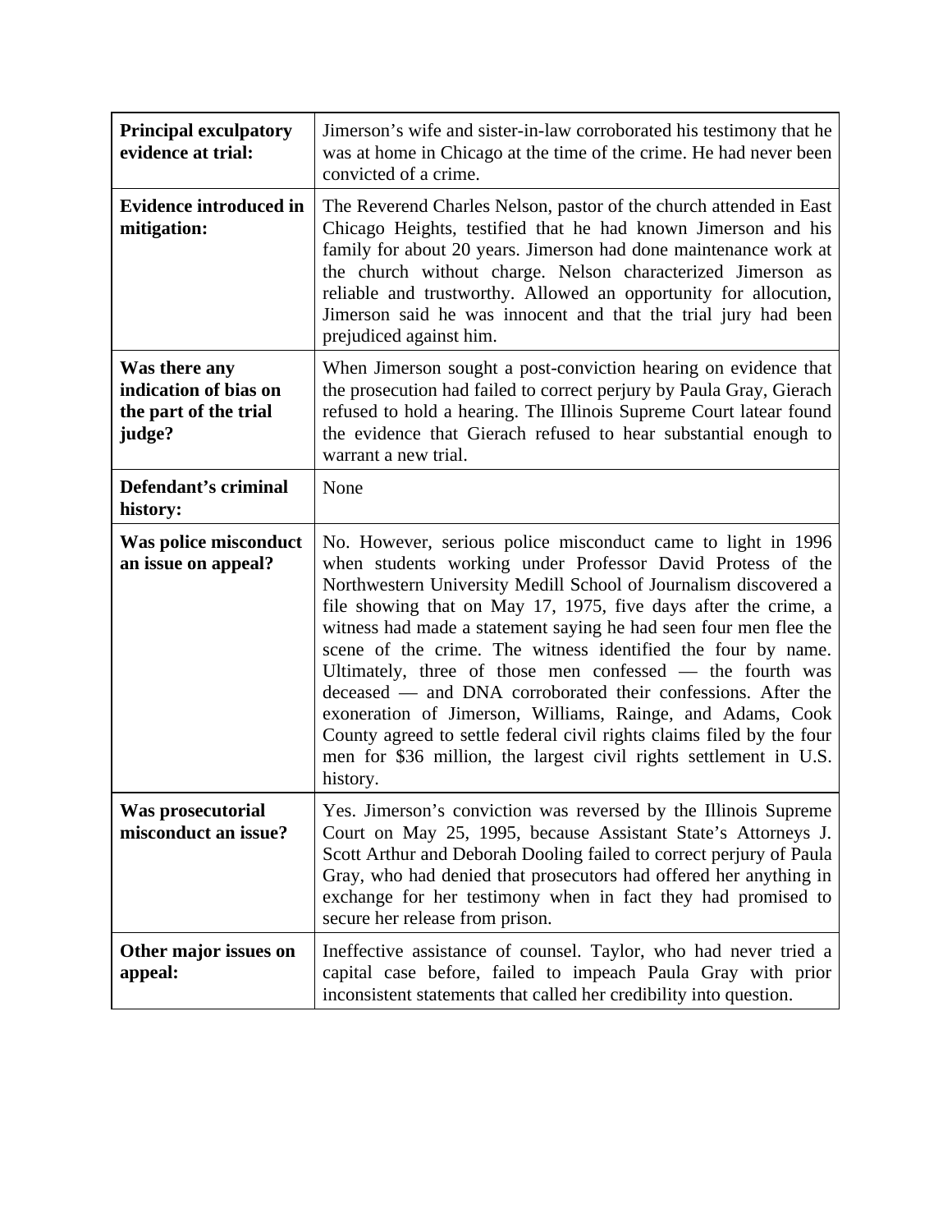| | |
|---|---|
| **Principal exculpatory evidence at trial:** | Jimerson's wife and sister-in-law corroborated his testimony that he was at home in Chicago at the time of the crime. He had never been convicted of a crime. |
| **Evidence introduced in mitigation:** | The Reverend Charles Nelson, pastor of the church attended in East Chicago Heights, testified that he had known Jimerson and his family for about 20 years. Jimerson had done maintenance work at the church without charge. Nelson characterized Jimerson as reliable and trustworthy. Allowed an opportunity for allocution, Jimerson said he was innocent and that the trial jury had been prejudiced against him. |
| **Was there any indication of bias on the part of the trial judge?** | When Jimerson sought a post-conviction hearing on evidence that the prosecution had failed to correct perjury by Paula Gray, Gierach refused to hold a hearing. The Illinois Supreme Court latear found the evidence that Gierach refused to hear substantial enough to warrant a new trial. |
| **Defendant's criminal history:** | None |
| **Was police misconduct an issue on appeal?** | No. However, serious police misconduct came to light in 1996 when students working under Professor David Protess of the Northwestern University Medill School of Journalism discovered a file showing that on May 17, 1975, five days after the crime, a witness had made a statement saying he had seen four men flee the scene of the crime. The witness identified the four by name. Ultimately, three of those men confessed — the fourth was deceased — and DNA corroborated their confessions. After the exoneration of Jimerson, Williams, Rainge, and Adams, Cook County agreed to settle federal civil rights claims filed by the four men for $36 million, the largest civil rights settlement in U.S. history. |
| **Was prosecutorial misconduct an issue?** | Yes. Jimerson's conviction was reversed by the Illinois Supreme Court on May 25, 1995, because Assistant State's Attorneys J. Scott Arthur and Deborah Dooling failed to correct perjury of Paula Gray, who had denied that prosecutors had offered her anything in exchange for her testimony when in fact they had promised to secure her release from prison. |
| **Other major issues on appeal:** | Ineffective assistance of counsel. Taylor, who had never tried a capital case before, failed to impeach Paula Gray with prior inconsistent statements that called her credibility into question. |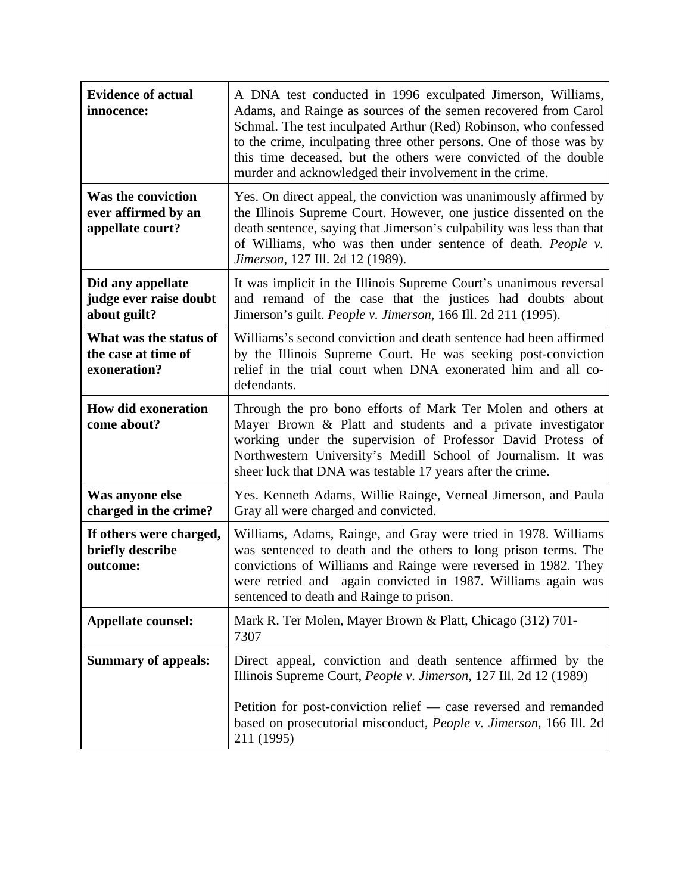| | |
|---|---|
| **Evidence of actual innocence:** | A DNA test conducted in 1996 exculpated Jimerson, Williams, Adams, and Rainge as sources of the semen recovered from Carol Schmal. The test inculpated Arthur (Red) Robinson, who confessed to the crime, inculpating three other persons. One of those was by this time deceased, but the others were convicted of the double murder and acknowledged their involvement in the crime. |
| **Was the conviction ever affirmed by an appellate court?** | Yes. On direct appeal, the conviction was unanimously affirmed by the Illinois Supreme Court. However, one justice dissented on the death sentence, saying that Jimerson's culpability was less than that of Williams, who was then under sentence of death. *People v. Jimerson*, 127 Ill. 2d 12 (1989). |
| **Did any appellate judge ever raise doubt about guilt?** | It was implicit in the Illinois Supreme Court's unanimous reversal and remand of the case that the justices had doubts about Jimerson's guilt. *People v. Jimerson*, 166 Ill. 2d 211 (1995). |
| **What was the status of the case at time of exoneration?** | Williams's second conviction and death sentence had been affirmed by the Illinois Supreme Court. He was seeking post-conviction relief in the trial court when DNA exonerated him and all co-defendants. |
| **How did exoneration come about?** | Through the pro bono efforts of Mark Ter Molen and others at Mayer Brown & Platt and students and a private investigator working under the supervision of Professor David Protess of Northwestern University's Medill School of Journalism. It was sheer luck that DNA was testable 17 years after the crime. |
| **Was anyone else charged in the crime?** | Yes. Kenneth Adams, Willie Rainge, Verneal Jimerson, and Paula Gray all were charged and convicted. |
| **If others were charged, briefly describe outcome:** | Williams, Adams, Rainge, and Gray were tried in 1978. Williams was sentenced to death and the others to long prison terms. The convictions of Williams and Rainge were reversed in 1982. They were retried and again convicted in 1987. Williams again was sentenced to death and Rainge to prison. |
| **Appellate counsel:** | Mark R. Ter Molen, Mayer Brown & Platt, Chicago (312) 701-7307 |
| **Summary of appeals:** | Direct appeal, conviction and death sentence affirmed by the Illinois Supreme Court, *People v. Jimerson*, 127 Ill. 2d 12 (1989)<br><br>Petition for post-conviction relief — case reversed and remanded based on prosecutorial misconduct, *People v. Jimerson*, 166 Ill. 2d 211 (1995) |